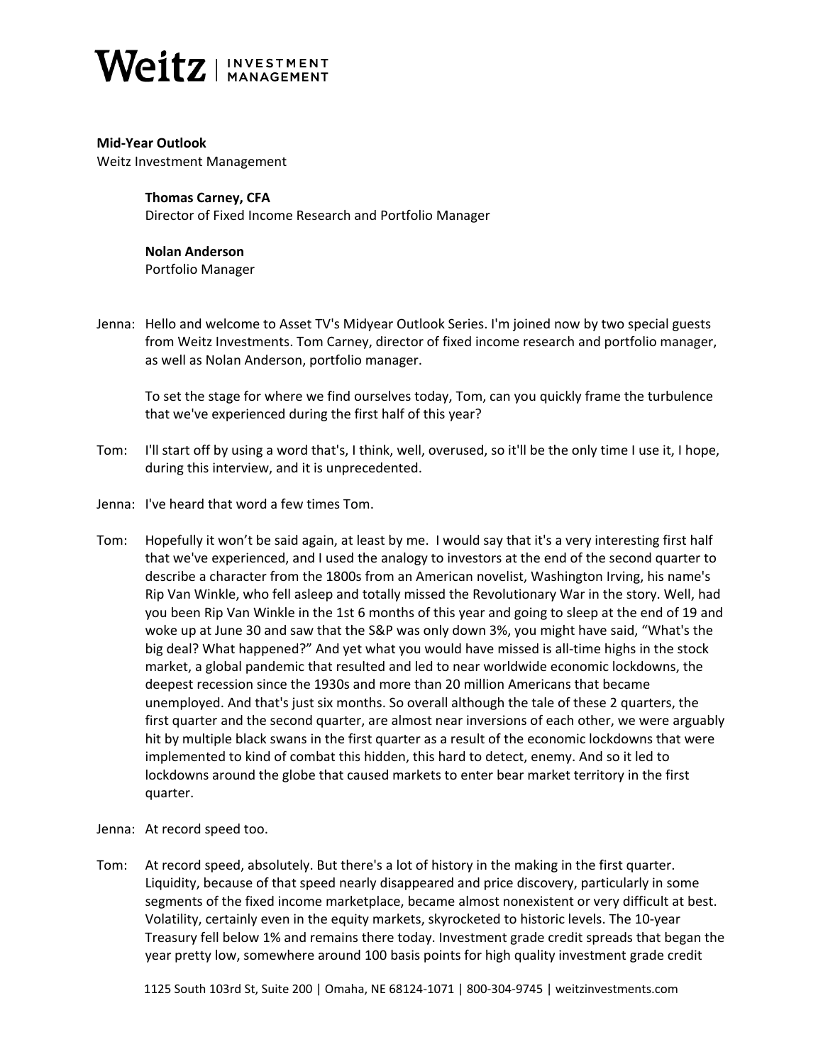**Mid-Year Outlook**
Weitz Investment Management

**Thomas Carney, CFA**
Director of Fixed Income Research and Portfolio Manager

**Nolan Anderson**
Portfolio Manager

Jenna: Hello and welcome to Asset TV's Midyear Outlook Series. I'm joined now by two special guests from Weitz Investments. Tom Carney, director of fixed income research and portfolio manager, as well as Nolan Anderson, portfolio manager.

To set the stage for where we find ourselves today, Tom, can you quickly frame the turbulence that we've experienced during the first half of this year?

Tom: I'll start off by using a word that's, I think, well, overused, so it'll be the only time I use it, I hope, during this interview, and it is unprecedented.

Jenna: I've heard that word a few times Tom.

Tom: Hopefully it won't be said again, at least by me. I would say that it's a very interesting first half that we've experienced, and I used the analogy to investors at the end of the second quarter to describe a character from the 1800s from an American novelist, Washington Irving, his name's Rip Van Winkle, who fell asleep and totally missed the Revolutionary War in the story. Well, had you been Rip Van Winkle in the 1st 6 months of this year and going to sleep at the end of 19 and woke up at June 30 and saw that the S&P was only down 3%, you might have said, "What's the big deal? What happened?" And yet what you would have missed is all-time highs in the stock market, a global pandemic that resulted and led to near worldwide economic lockdowns, the deepest recession since the 1930s and more than 20 million Americans that became unemployed. And that's just six months. So overall although the tale of these 2 quarters, the first quarter and the second quarter, are almost near inversions of each other, we were arguably hit by multiple black swans in the first quarter as a result of the economic lockdowns that were implemented to kind of combat this hidden, this hard to detect, enemy. And so it led to lockdowns around the globe that caused markets to enter bear market territory in the first quarter.

Jenna: At record speed too.

Tom: At record speed, absolutely. But there's a lot of history in the making in the first quarter. Liquidity, because of that speed nearly disappeared and price discovery, particularly in some segments of the fixed income marketplace, became almost nonexistent or very difficult at best. Volatility, certainly even in the equity markets, skyrocketed to historic levels. The 10-year Treasury fell below 1% and remains there today. Investment grade credit spreads that began the year pretty low, somewhere around 100 basis points for high quality investment grade credit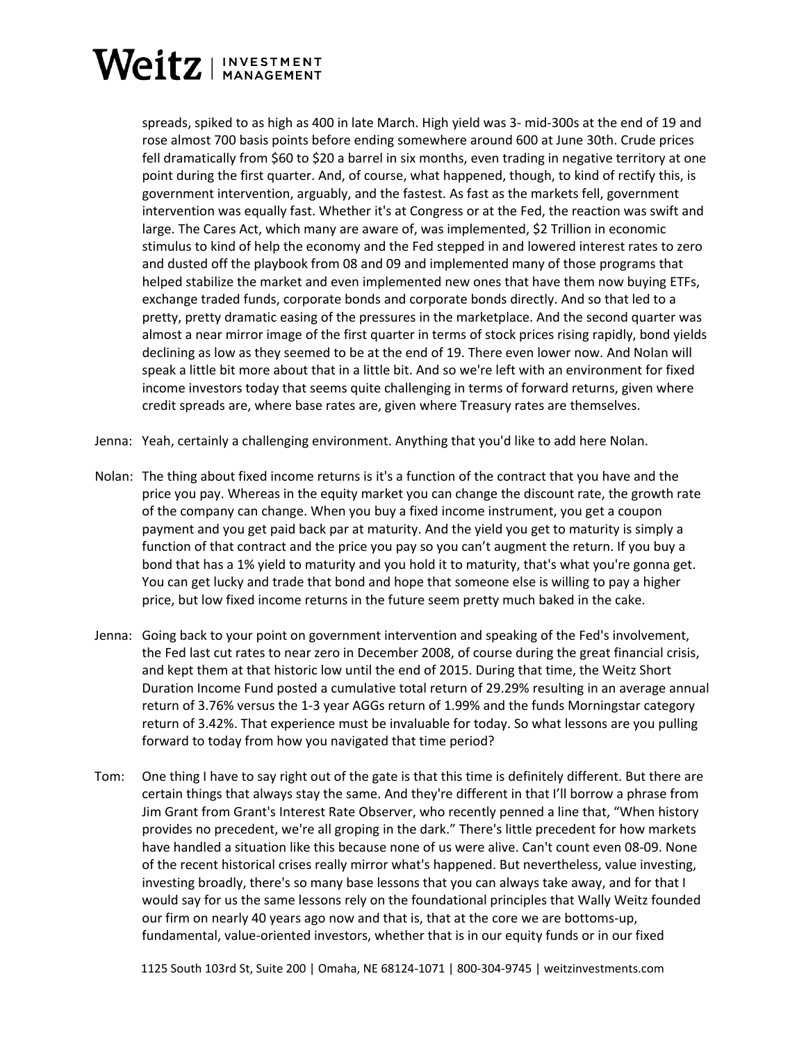spreads, spiked to as high as 400 in late March. High yield was 3- mid-300s at the end of 19 and rose almost 700 basis points before ending somewhere around 600 at June 30th. Crude prices fell dramatically from $60 to $20 a barrel in six months, even trading in negative territory at one point during the first quarter. And, of course, what happened, though, to kind of rectify this, is government intervention, arguably, and the fastest. As fast as the markets fell, government intervention was equally fast. Whether it's at Congress or at the Fed, the reaction was swift and large. The Cares Act, which many are aware of, was implemented, $2 Trillion in economic stimulus to kind of help the economy and the Fed stepped in and lowered interest rates to zero and dusted off the playbook from 08 and 09 and implemented many of those programs that helped stabilize the market and even implemented new ones that have them now buying ETFs, exchange traded funds, corporate bonds and corporate bonds directly. And so that led to a pretty, pretty dramatic easing of the pressures in the marketplace. And the second quarter was almost a near mirror image of the first quarter in terms of stock prices rising rapidly, bond yields declining as low as they seemed to be at the end of 19. There even lower now. And Nolan will speak a little bit more about that in a little bit. And so we're left with an environment for fixed income investors today that seems quite challenging in terms of forward returns, given where credit spreads are, where base rates are, given where Treasury rates are themselves.

Jenna: Yeah, certainly a challenging environment. Anything that you'd like to add here Nolan.

Nolan: The thing about fixed income returns is it's a function of the contract that you have and the price you pay. Whereas in the equity market you can change the discount rate, the growth rate of the company can change. When you buy a fixed income instrument, you get a coupon payment and you get paid back par at maturity. And the yield you get to maturity is simply a function of that contract and the price you pay so you can't augment the return. If you buy a bond that has a 1% yield to maturity and you hold it to maturity, that's what you're gonna get. You can get lucky and trade that bond and hope that someone else is willing to pay a higher price, but low fixed income returns in the future seem pretty much baked in the cake.

Jenna: Going back to your point on government intervention and speaking of the Fed's involvement, the Fed last cut rates to near zero in December 2008, of course during the great financial crisis, and kept them at that historic low until the end of 2015. During that time, the Weitz Short Duration Income Fund posted a cumulative total return of 29.29% resulting in an average annual return of 3.76% versus the 1-3 year AGGs return of 1.99% and the funds Morningstar category return of 3.42%. That experience must be invaluable for today. So what lessons are you pulling forward to today from how you navigated that time period?

Tom: One thing I have to say right out of the gate is that this time is definitely different. But there are certain things that always stay the same. And they're different in that I'll borrow a phrase from Jim Grant from Grant's Interest Rate Observer, who recently penned a line that, "When history provides no precedent, we're all groping in the dark." There's little precedent for how markets have handled a situation like this because none of us were alive. Can't count even 08-09. None of the recent historical crises really mirror what's happened. But nevertheless, value investing, investing broadly, there's so many base lessons that you can always take away, and for that I would say for us the same lessons rely on the foundational principles that Wally Weitz founded our firm on nearly 40 years ago now and that is, that at the core we are bottoms-up, fundamental, value-oriented investors, whether that is in our equity funds or in our fixed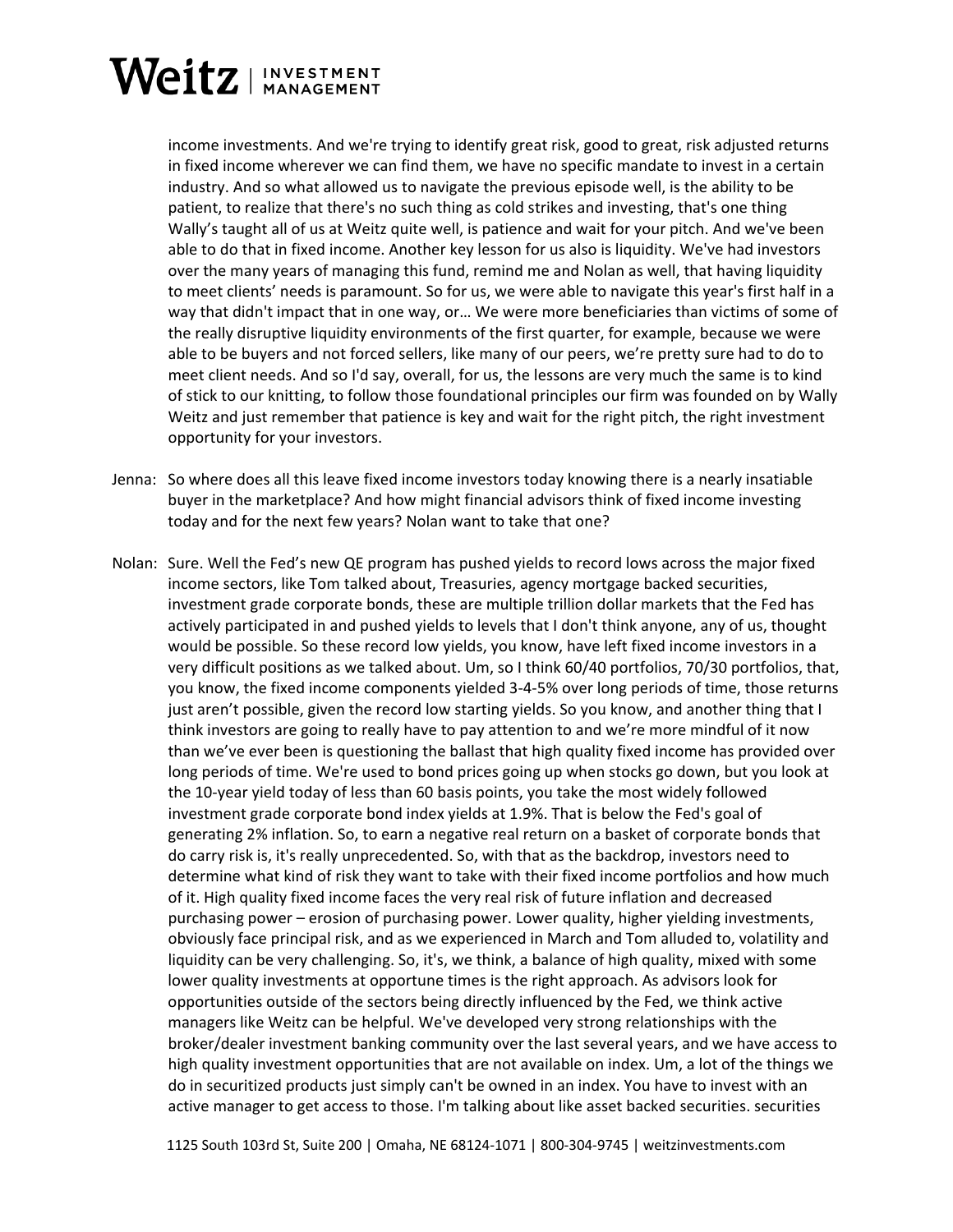income investments. And we're trying to identify great risk, good to great, risk adjusted returns in fixed income wherever we can find them, we have no specific mandate to invest in a certain industry. And so what allowed us to navigate the previous episode well, is the ability to be patient, to realize that there's no such thing as cold strikes and investing, that's one thing Wally's taught all of us at Weitz quite well, is patience and wait for your pitch. And we've been able to do that in fixed income. Another key lesson for us also is liquidity. We've had investors over the many years of managing this fund, remind me and Nolan as well, that having liquidity to meet clients' needs is paramount. So for us, we were able to navigate this year's first half in a way that didn't impact that in one way, or… We were more beneficiaries than victims of some of the really disruptive liquidity environments of the first quarter, for example, because we were able to be buyers and not forced sellers, like many of our peers, we're pretty sure had to do to meet client needs. And so I'd say, overall, for us, the lessons are very much the same is to kind of stick to our knitting, to follow those foundational principles our firm was founded on by Wally Weitz and just remember that patience is key and wait for the right pitch, the right investment opportunity for your investors.

Jenna: So where does all this leave fixed income investors today knowing there is a nearly insatiable buyer in the marketplace? And how might financial advisors think of fixed income investing today and for the next few years? Nolan want to take that one?

Nolan: Sure. Well the Fed's new QE program has pushed yields to record lows across the major fixed income sectors, like Tom talked about, Treasuries, agency mortgage backed securities, investment grade corporate bonds, these are multiple trillion dollar markets that the Fed has actively participated in and pushed yields to levels that I don't think anyone, any of us, thought would be possible. So these record low yields, you know, have left fixed income investors in a very difficult positions as we talked about. Um, so I think 60/40 portfolios, 70/30 portfolios, that, you know, the fixed income components yielded 3-4-5% over long periods of time, those returns just aren't possible, given the record low starting yields. So you know, and another thing that I think investors are going to really have to pay attention to and we're more mindful of it now than we've ever been is questioning the ballast that high quality fixed income has provided over long periods of time. We're used to bond prices going up when stocks go down, but you look at the 10-year yield today of less than 60 basis points, you take the most widely followed investment grade corporate bond index yields at 1.9%. That is below the Fed's goal of generating 2% inflation. So, to earn a negative real return on a basket of corporate bonds that do carry risk is, it's really unprecedented. So, with that as the backdrop, investors need to determine what kind of risk they want to take with their fixed income portfolios and how much of it. High quality fixed income faces the very real risk of future inflation and decreased purchasing power – erosion of purchasing power. Lower quality, higher yielding investments, obviously face principal risk, and as we experienced in March and Tom alluded to, volatility and liquidity can be very challenging. So, it's, we think, a balance of high quality, mixed with some lower quality investments at opportune times is the right approach. As advisors look for opportunities outside of the sectors being directly influenced by the Fed, we think active managers like Weitz can be helpful. We've developed very strong relationships with the broker/dealer investment banking community over the last several years, and we have access to high quality investment opportunities that are not available on index. Um, a lot of the things we do in securitized products just simply can't be owned in an index. You have to invest with an active manager to get access to those. I'm talking about like asset backed securities. securities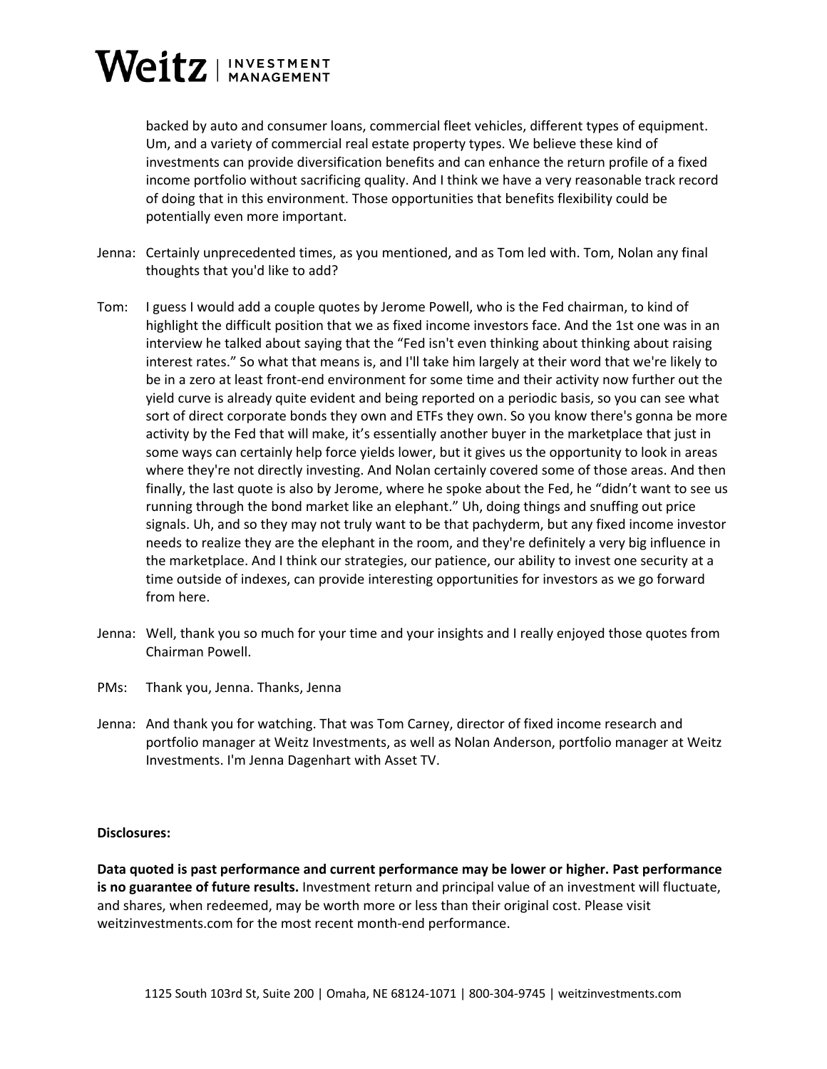backed by auto and consumer loans, commercial fleet vehicles, different types of equipment. Um, and a variety of commercial real estate property types. We believe these kind of investments can provide diversification benefits and can enhance the return profile of a fixed income portfolio without sacrificing quality. And I think we have a very reasonable track record of doing that in this environment. Those opportunities that benefits flexibility could be potentially even more important.

Jenna: Certainly unprecedented times, as you mentioned, and as Tom led with. Tom, Nolan any final thoughts that you'd like to add?

Tom: I guess I would add a couple quotes by Jerome Powell, who is the Fed chairman, to kind of highlight the difficult position that we as fixed income investors face. And the 1st one was in an interview he talked about saying that the "Fed isn't even thinking about thinking about raising interest rates." So what that means is, and I'll take him largely at their word that we're likely to be in a zero at least front-end environment for some time and their activity now further out the yield curve is already quite evident and being reported on a periodic basis, so you can see what sort of direct corporate bonds they own and ETFs they own. So you know there's gonna be more activity by the Fed that will make, it's essentially another buyer in the marketplace that just in some ways can certainly help force yields lower, but it gives us the opportunity to look in areas where they're not directly investing. And Nolan certainly covered some of those areas. And then finally, the last quote is also by Jerome, where he spoke about the Fed, he "didn't want to see us running through the bond market like an elephant." Uh, doing things and snuffing out price signals. Uh, and so they may not truly want to be that pachyderm, but any fixed income investor needs to realize they are the elephant in the room, and they're definitely a very big influence in the marketplace. And I think our strategies, our patience, our ability to invest one security at a time outside of indexes, can provide interesting opportunities for investors as we go forward from here.

Jenna: Well, thank you so much for your time and your insights and I really enjoyed those quotes from Chairman Powell.

PMs: Thank you, Jenna. Thanks, Jenna

Jenna: And thank you for watching. That was Tom Carney, director of fixed income research and portfolio manager at Weitz Investments, as well as Nolan Anderson, portfolio manager at Weitz Investments. I'm Jenna Dagenhart with Asset TV.

**Disclosures:**

**Data quoted is past performance and current performance may be lower or higher. Past performance is no guarantee of future results.** Investment return and principal value of an investment will fluctuate, and shares, when redeemed, may be worth more or less than their original cost. Please visit weitzinvestments.com for the most recent month-end performance.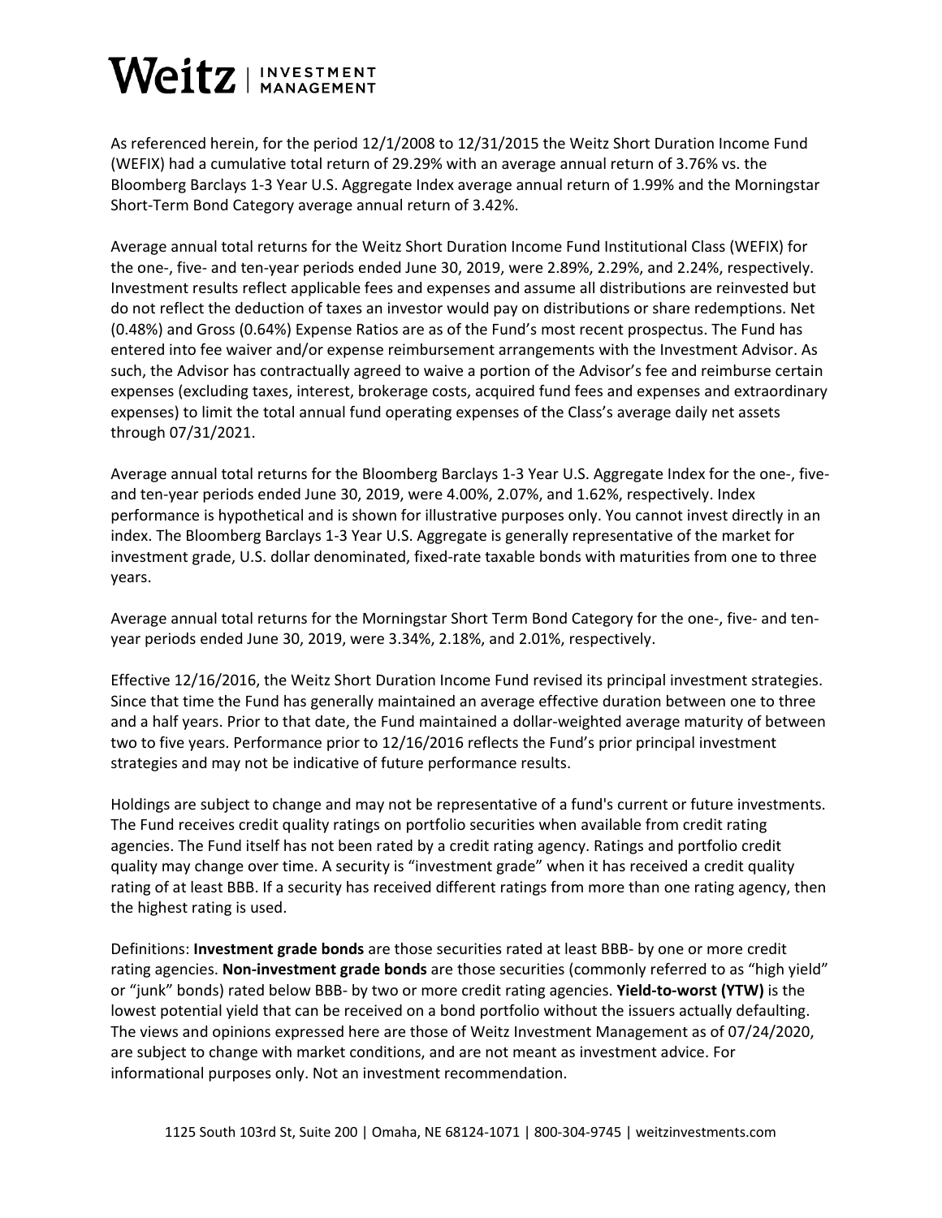As referenced herein, for the period 12/1/2008 to 12/31/2015 the Weitz Short Duration Income Fund (WEFIX) had a cumulative total return of 29.29% with an average annual return of 3.76% vs. the Bloomberg Barclays 1-3 Year U.S. Aggregate Index average annual return of 1.99% and the Morningstar Short-Term Bond Category average annual return of 3.42%.

Average annual total returns for the Weitz Short Duration Income Fund Institutional Class (WEFIX) for the one-, five- and ten-year periods ended June 30, 2019, were 2.89%, 2.29%, and 2.24%, respectively. Investment results reflect applicable fees and expenses and assume all distributions are reinvested but do not reflect the deduction of taxes an investor would pay on distributions or share redemptions. Net (0.48%) and Gross (0.64%) Expense Ratios are as of the Fund's most recent prospectus. The Fund has entered into fee waiver and/or expense reimbursement arrangements with the Investment Advisor. As such, the Advisor has contractually agreed to waive a portion of the Advisor's fee and reimburse certain expenses (excluding taxes, interest, brokerage costs, acquired fund fees and expenses and extraordinary expenses) to limit the total annual fund operating expenses of the Class's average daily net assets through 07/31/2021.

Average annual total returns for the Bloomberg Barclays 1-3 Year U.S. Aggregate Index for the one-, five- and ten-year periods ended June 30, 2019, were 4.00%, 2.07%, and 1.62%, respectively. Index performance is hypothetical and is shown for illustrative purposes only. You cannot invest directly in an index. The Bloomberg Barclays 1-3 Year U.S. Aggregate is generally representative of the market for investment grade, U.S. dollar denominated, fixed-rate taxable bonds with maturities from one to three years.

Average annual total returns for the Morningstar Short Term Bond Category for the one-, five- and ten-year periods ended June 30, 2019, were 3.34%, 2.18%, and 2.01%, respectively.

Effective 12/16/2016, the Weitz Short Duration Income Fund revised its principal investment strategies. Since that time the Fund has generally maintained an average effective duration between one to three and a half years. Prior to that date, the Fund maintained a dollar-weighted average maturity of between two to five years. Performance prior to 12/16/2016 reflects the Fund's prior principal investment strategies and may not be indicative of future performance results.

Holdings are subject to change and may not be representative of a fund's current or future investments. The Fund receives credit quality ratings on portfolio securities when available from credit rating agencies. The Fund itself has not been rated by a credit rating agency. Ratings and portfolio credit quality may change over time. A security is "investment grade" when it has received a credit quality rating of at least BBB. If a security has received different ratings from more than one rating agency, then the highest rating is used.

Definitions: **Investment grade bonds** are those securities rated at least BBB- by one or more credit rating agencies. **Non-investment grade bonds** are those securities (commonly referred to as "high yield" or "junk" bonds) rated below BBB- by two or more credit rating agencies. **Yield-to-worst (YTW)** is the lowest potential yield that can be received on a bond portfolio without the issuers actually defaulting. The views and opinions expressed here are those of Weitz Investment Management as of 07/24/2020, are subject to change with market conditions, and are not meant as investment advice. For informational purposes only. Not an investment recommendation.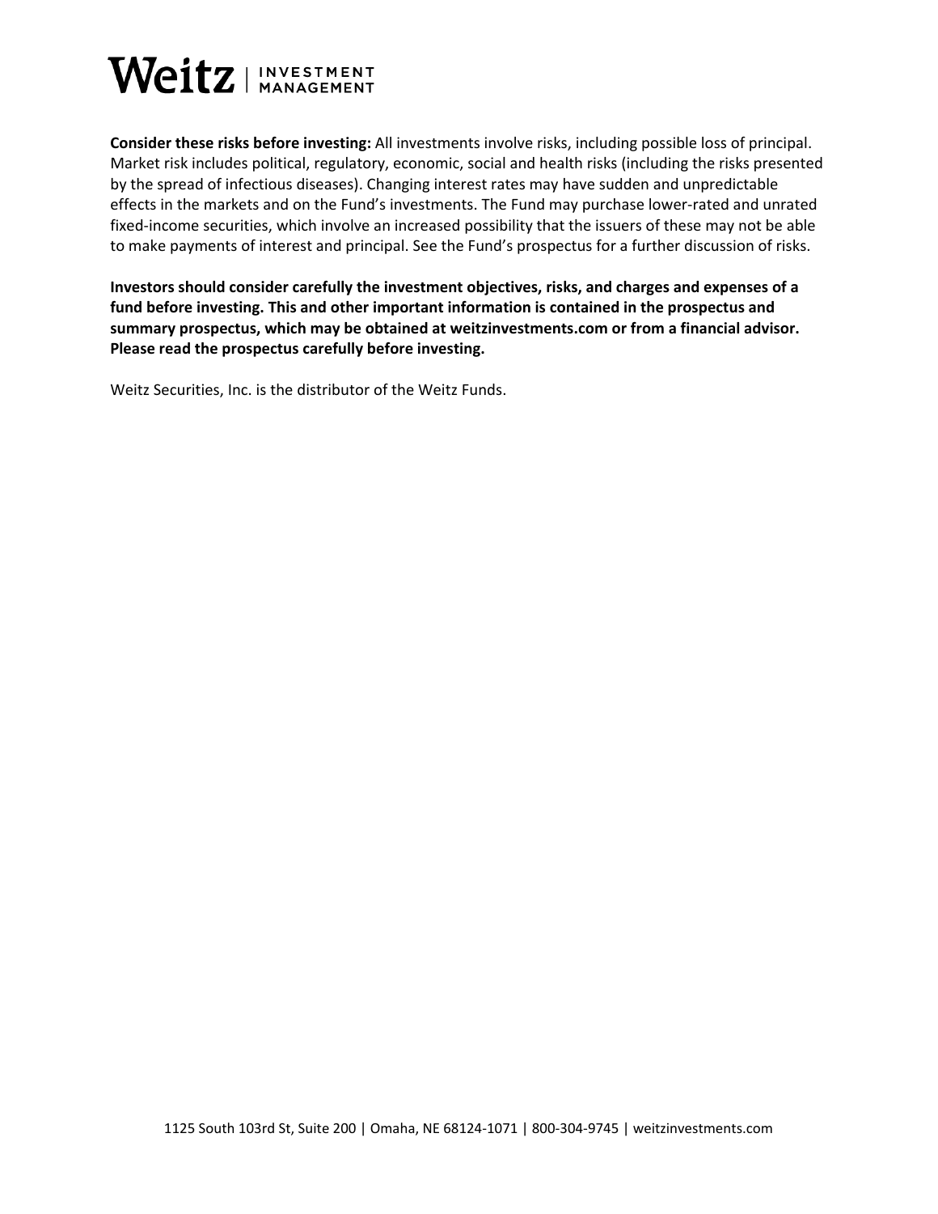**Consider these risks before investing:** All investments involve risks, including possible loss of principal. Market risk includes political, regulatory, economic, social and health risks (including the risks presented by the spread of infectious diseases). Changing interest rates may have sudden and unpredictable effects in the markets and on the Fund's investments. The Fund may purchase lower-rated and unrated fixed-income securities, which involve an increased possibility that the issuers of these may not be able to make payments of interest and principal. See the Fund's prospectus for a further discussion of risks.

**Investors should consider carefully the investment objectives, risks, and charges and expenses of a fund before investing. This and other important information is contained in the prospectus and summary prospectus, which may be obtained at weitzinvestments.com or from a financial advisor. Please read the prospectus carefully before investing.**

Weitz Securities, Inc. is the distributor of the Weitz Funds.

1125 South 103rd St, Suite 200 | Omaha, NE 68124-1071 | 800-304-9745 | weitzinvestments.com